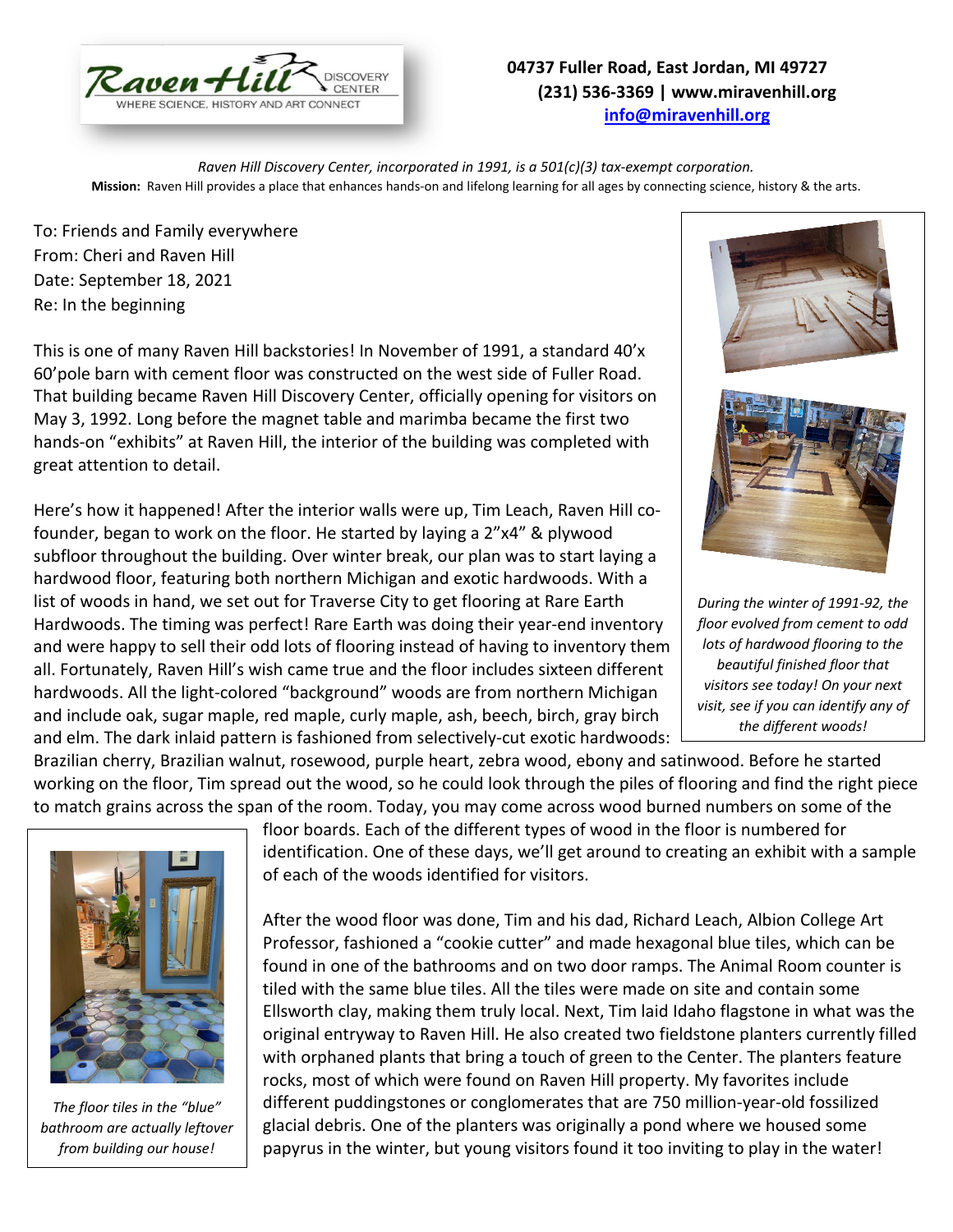Raven Hill Discovery Center — WHERE SCIENCE, HISTORY AND ART CONNECT

**04737 Fuller Road, East Jordan, MI 49727**
**(231) 536-3369 | www.miravenhill.org**
**info@miravenhill.org**

*Raven Hill Discovery Center, incorporated in 1991, is a 501(c)(3) tax-exempt corporation.*
**Mission:** Raven Hill provides a place that enhances hands-on and lifelong learning for all ages by connecting science, history & the arts.

To: Friends and Family everywhere
From: Cheri and Raven Hill
Date: September 18, 2021
Re: In the beginning

This is one of many Raven Hill backstories! In November of 1991, a standard 40'x 60'pole barn with cement floor was constructed on the west side of Fuller Road. That building became Raven Hill Discovery Center, officially opening for visitors on May 3, 1992. Long before the magnet table and marimba became the first two hands-on "exhibits" at Raven Hill, the interior of the building was completed with great attention to detail.

Here's how it happened! After the interior walls were up, Tim Leach, Raven Hill co-founder, began to work on the floor. He started by laying a 2"x4" & plywood subfloor throughout the building. Over winter break, our plan was to start laying a hardwood floor, featuring both northern Michigan and exotic hardwoods. With a list of woods in hand, we set out for Traverse City to get flooring at Rare Earth Hardwoods. The timing was perfect! Rare Earth was doing their year-end inventory and were happy to sell their odd lots of flooring instead of having to inventory them all. Fortunately, Raven Hill's wish came true and the floor includes sixteen different hardwoods. All the light-colored "background" woods are from northern Michigan and include oak, sugar maple, red maple, curly maple, ash, beech, birch, gray birch and elm. The dark inlaid pattern is fashioned from selectively-cut exotic hardwoods: Brazilian cherry, Brazilian walnut, rosewood, purple heart, zebra wood, ebony and satinwood. Before he started working on the floor, Tim spread out the wood, so he could look through the piles of flooring and find the right piece to match grains across the span of the room. Today, you may come across wood burned numbers on some of the floor boards. Each of the different types of wood in the floor is numbered for identification. One of these days, we'll get around to creating an exhibit with a sample of each of the woods identified for visitors.

*During the winter of 1991-92, the floor evolved from cement to odd lots of hardwood flooring to the beautiful finished floor that visitors see today! On your next visit, see if you can identify any of the different woods!*

After the wood floor was done, Tim and his dad, Richard Leach, Albion College Art Professor, fashioned a "cookie cutter" and made hexagonal blue tiles, which can be found in one of the bathrooms and on two door ramps. The Animal Room counter is tiled with the same blue tiles. All the tiles were made on site and contain some Ellsworth clay, making them truly local. Next, Tim laid Idaho flagstone in what was the original entryway to Raven Hill. He also created two fieldstone planters currently filled with orphaned plants that bring a touch of green to the Center. The planters feature rocks, most of which were found on Raven Hill property. My favorites include different puddingstones or conglomerates that are 750 million-year-old fossilized glacial debris. One of the planters was originally a pond where we housed some papyrus in the winter, but young visitors found it too inviting to play in the water!

*The floor tiles in the "blue" bathroom are actually leftover from building our house!*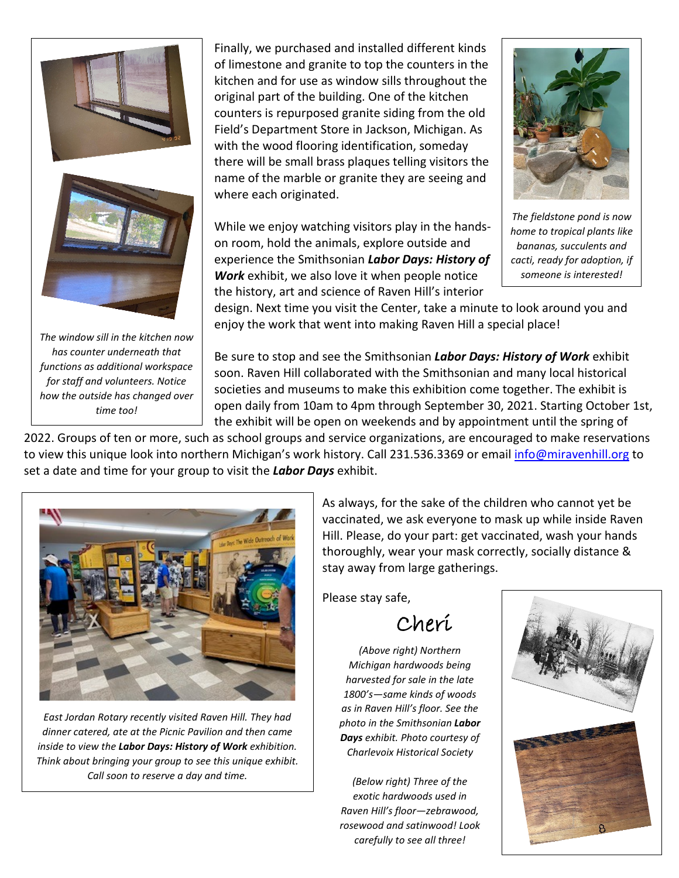Finally, we purchased and installed different kinds of limestone and granite to top the counters in the kitchen and for use as window sills throughout the original part of the building. One of the kitchen counters is repurposed granite siding from the old Field's Department Store in Jackson, Michigan. As with the wood flooring identification, someday there will be small brass plaques telling visitors the name of the marble or granite they are seeing and where each originated.

*The window sill in the kitchen now has counter underneath that functions as additional workspace for staff and volunteers. Notice how the outside has changed over time too!*

*The fieldstone pond is now home to tropical plants like bananas, succulents and cacti, ready for adoption, if someone is interested!*

While we enjoy watching visitors play in the hands-on room, hold the animals, explore outside and experience the Smithsonian ***Labor Days: History of Work*** exhibit, we also love it when people notice the history, art and science of Raven Hill's interior design. Next time you visit the Center, take a minute to look around you and enjoy the work that went into making Raven Hill a special place!

Be sure to stop and see the Smithsonian ***Labor Days: History of Work*** exhibit soon. Raven Hill collaborated with the Smithsonian and many local historical societies and museums to make this exhibition come together. The exhibit is open daily from 10am to 4pm through September 30, 2021. Starting October 1st, the exhibit will be open on weekends and by appointment until the spring of 2022. Groups of ten or more, such as school groups and service organizations, are encouraged to make reservations to view this unique look into northern Michigan's work history. Call 231.536.3369 or email info@miravenhill.org to set a date and time for your group to visit the ***Labor Days*** exhibit.

*East Jordan Rotary recently visited Raven Hill. They had dinner catered, ate at the Picnic Pavilion and then came inside to view the **Labor Days: History of Work** exhibition. Think about bringing your group to see this unique exhibit. Call soon to reserve a day and time.*

As always, for the sake of the children who cannot yet be vaccinated, we ask everyone to mask up while inside Raven Hill. Please, do your part: get vaccinated, wash your hands thoroughly, wear your mask correctly, socially distance & stay away from large gatherings.

Please stay safe,

Cheri

*(Above right) Northern Michigan hardwoods being harvested for sale in the late 1800's—same kinds of woods as in Raven Hill's floor. See the photo in the Smithsonian **Labor Days** exhibit. Photo courtesy of Charlevoix Historical Society*

*(Below right) Three of the exotic hardwoods used in Raven Hill's floor—zebrawood, rosewood and satinwood! Look carefully to see all three!*